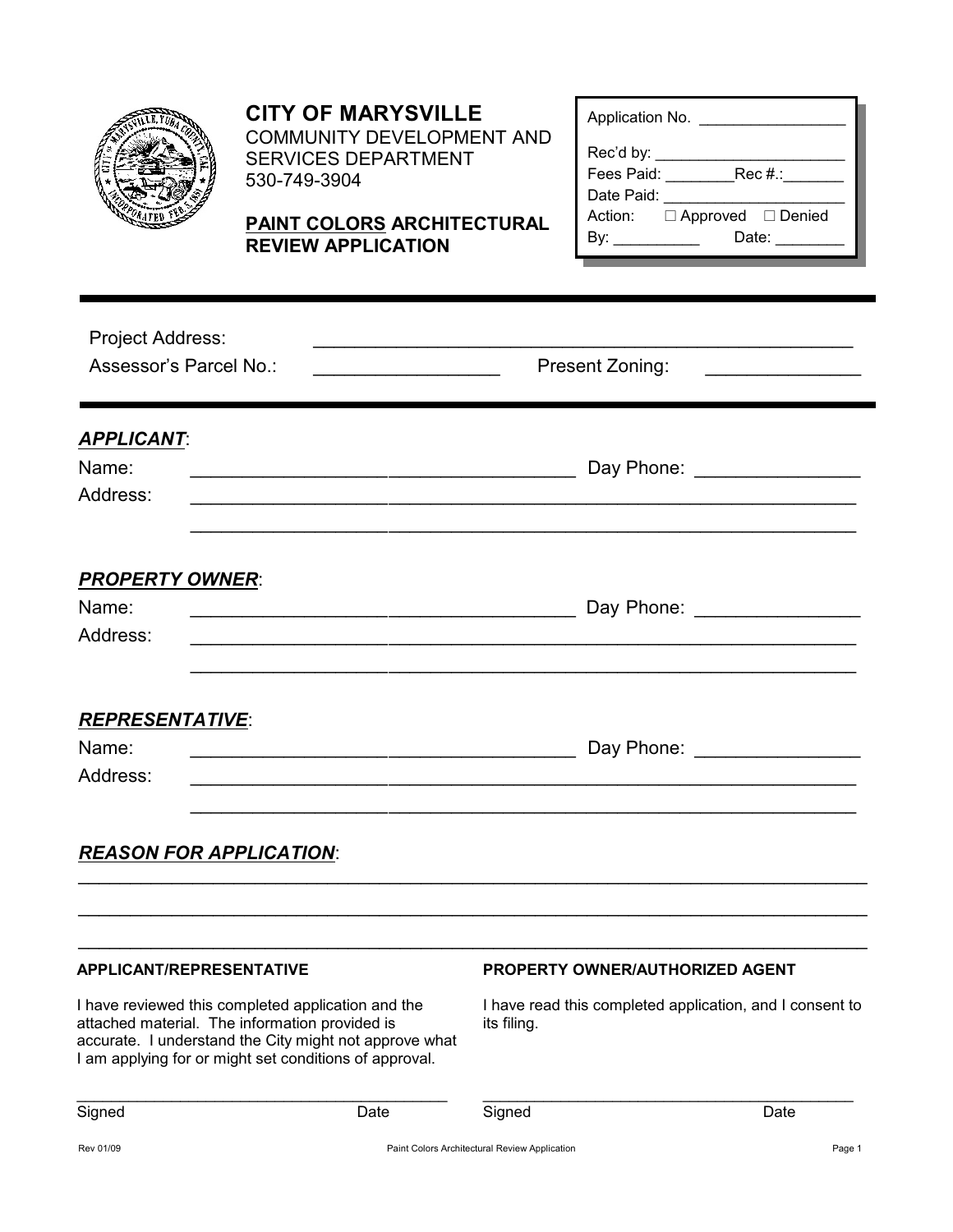# CITY OF MARYSVILLE

COMMUNITY DEVELOPMENT AND SERVICES DEPARTMENT
530-749-3904

**PAINT COLORS ARCHITECTURAL REVIEW APPLICATION**

Application No. _________________

Rec'd by: _______________________
Fees Paid: ________Rec #.:_______
Date Paid: ______________________
Action: ☐ Approved ☐ Denied
By: __________ Date: ________

---

Project Address: ______________________________________________________
Assessor's Parcel No.: _________________ Present Zoning: _______________

---

***APPLICANT***:

Name: _____________________________________ Day Phone: ________________
Address: ______________________________________________________________
______________________________________________________________

***PROPERTY OWNER***:

Name: _____________________________________ Day Phone: ________________
Address: ______________________________________________________________
______________________________________________________________

***REPRESENTATIVE***:

Name: _____________________________________ Day Phone: ________________
Address: ______________________________________________________________
______________________________________________________________

***REASON FOR APPLICATION***:

_____________________________________________________________________________
_____________________________________________________________________________
_____________________________________________________________________________

**APPLICANT/REPRESENTATIVE**

I have reviewed this completed application and the attached material. The information provided is accurate. I understand the City might not approve what I am applying for or might set conditions of approval.

_________________________________________
Signed Date

**PROPERTY OWNER/AUTHORIZED AGENT**

I have read this completed application, and I consent to its filing.

_________________________________________
Signed Date

Rev 01/09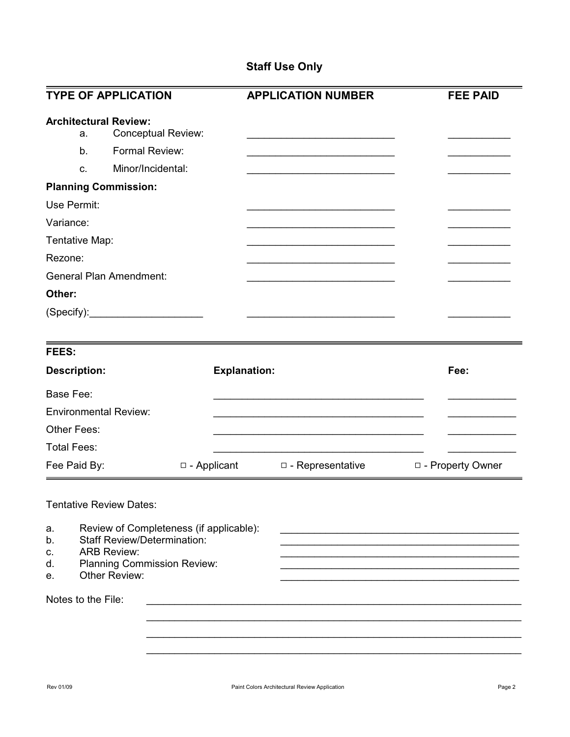## Staff Use Only

| TYPE OF APPLICATION | APPLICATION NUMBER | FEE PAID |
|---|---|---|
| **Architectural Review:** | | |
| a. Conceptual Review: | __________________________ | ___________ |
| b. Formal Review: | __________________________ | ___________ |
| c. Minor/Incidental: | __________________________ | ___________ |
| **Planning Commission:** | | |
| Use Permit: | __________________________ | ___________ |
| Variance: | __________________________ | ___________ |
| Tentative Map: | __________________________ | ___________ |
| Rezone: | __________________________ | ___________ |
| General Plan Amendment: | __________________________ | ___________ |
| **Other:** | | |
| (Specify):____________________ | __________________________ | ___________ |

**FEES:**

| Description: | Explanation: | Fee: |
|---|---|---|
| Base Fee: | _____________________________________ | ____________ |
| Environmental Review: | _____________________________________ | ____________ |
| Other Fees: | _____________________________________ | ____________ |
| Total Fees: | _____________________________________ | ____________ |

Fee Paid By: □ - Applicant □ - Representative □ - Property Owner

Tentative Review Dates:

a. Review of Completeness (if applicable): ________________________________________
b. Staff Review/Determination: ________________________________________
c. ARB Review: ________________________________________
d. Planning Commission Review: ________________________________________
e. Other Review: ________________________________________

Notes to the File: ________________________________________________________________

________________________________________________________________

________________________________________________________________

________________________________________________________________

Rev 01/09 Paint Colors Architectural Review Application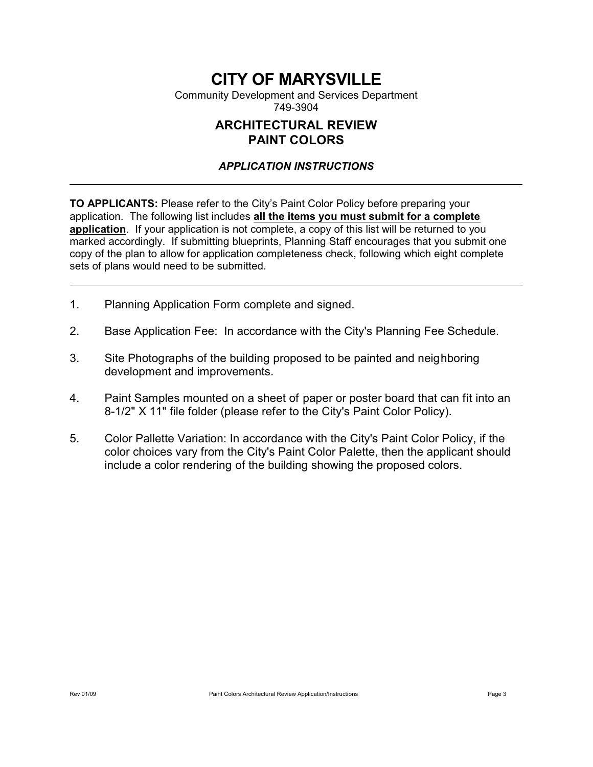# CITY OF MARYSVILLE

Community Development and Services Department
749-3904

## ARCHITECTURAL REVIEW
## PAINT COLORS

### *APPLICATION INSTRUCTIONS*

---

**TO APPLICANTS:** Please refer to the City's Paint Color Policy before preparing your application. The following list includes **<u>all the items you must submit for a complete application</u>**. If your application is not complete, a copy of this list will be returned to you marked accordingly. If submitting blueprints, Planning Staff encourages that you submit one copy of the plan to allow for application completeness check, following which eight complete sets of plans would need to be submitted.

---

1. Planning Application Form complete and signed.

2. Base Application Fee: In accordance with the City's Planning Fee Schedule.

3. Site Photographs of the building proposed to be painted and neighboring development and improvements.

4. Paint Samples mounted on a sheet of paper or poster board that can fit into an 8-1/2" X 11" file folder (please refer to the City's Paint Color Policy).

5. Color Pallette Variation: In accordance with the City's Paint Color Policy, if the color choices vary from the City's Paint Color Palette, then the applicant should include a color rendering of the building showing the proposed colors.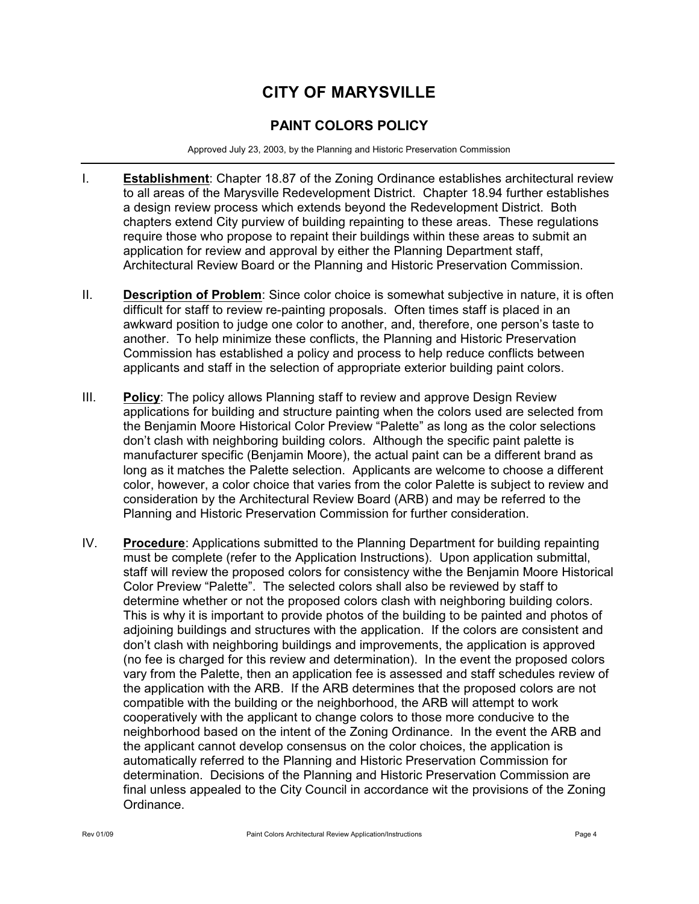# CITY OF MARYSVILLE

## PAINT COLORS POLICY

Approved July 23, 2003, by the Planning and Historic Preservation Commission

---

I. **Establishment**: Chapter 18.87 of the Zoning Ordinance establishes architectural review to all areas of the Marysville Redevelopment District. Chapter 18.94 further establishes a design review process which extends beyond the Redevelopment District. Both chapters extend City purview of building repainting to these areas. These regulations require those who propose to repaint their buildings within these areas to submit an application for review and approval by either the Planning Department staff, Architectural Review Board or the Planning and Historic Preservation Commission.

II. **Description of Problem**: Since color choice is somewhat subjective in nature, it is often difficult for staff to review re-painting proposals. Often times staff is placed in an awkward position to judge one color to another, and, therefore, one person's taste to another. To help minimize these conflicts, the Planning and Historic Preservation Commission has established a policy and process to help reduce conflicts between applicants and staff in the selection of appropriate exterior building paint colors.

III. **Policy**: The policy allows Planning staff to review and approve Design Review applications for building and structure painting when the colors used are selected from the Benjamin Moore Historical Color Preview "Palette" as long as the color selections don't clash with neighboring building colors. Although the specific paint palette is manufacturer specific (Benjamin Moore), the actual paint can be a different brand as long as it matches the Palette selection. Applicants are welcome to choose a different color, however, a color choice that varies from the color Palette is subject to review and consideration by the Architectural Review Board (ARB) and may be referred to the Planning and Historic Preservation Commission for further consideration.

IV. **Procedure**: Applications submitted to the Planning Department for building repainting must be complete (refer to the Application Instructions). Upon application submittal, staff will review the proposed colors for consistency withe the Benjamin Moore Historical Color Preview "Palette". The selected colors shall also be reviewed by staff to determine whether or not the proposed colors clash with neighboring building colors. This is why it is important to provide photos of the building to be painted and photos of adjoining buildings and structures with the application. If the colors are consistent and don't clash with neighboring buildings and improvements, the application is approved (no fee is charged for this review and determination). In the event the proposed colors vary from the Palette, then an application fee is assessed and staff schedules review of the application with the ARB. If the ARB determines that the proposed colors are not compatible with the building or the neighborhood, the ARB will attempt to work cooperatively with the applicant to change colors to those more conducive to the neighborhood based on the intent of the Zoning Ordinance. In the event the ARB and the applicant cannot develop consensus on the color choices, the application is automatically referred to the Planning and Historic Preservation Commission for determination. Decisions of the Planning and Historic Preservation Commission are final unless appealed to the City Council in accordance wit the provisions of the Zoning Ordinance.